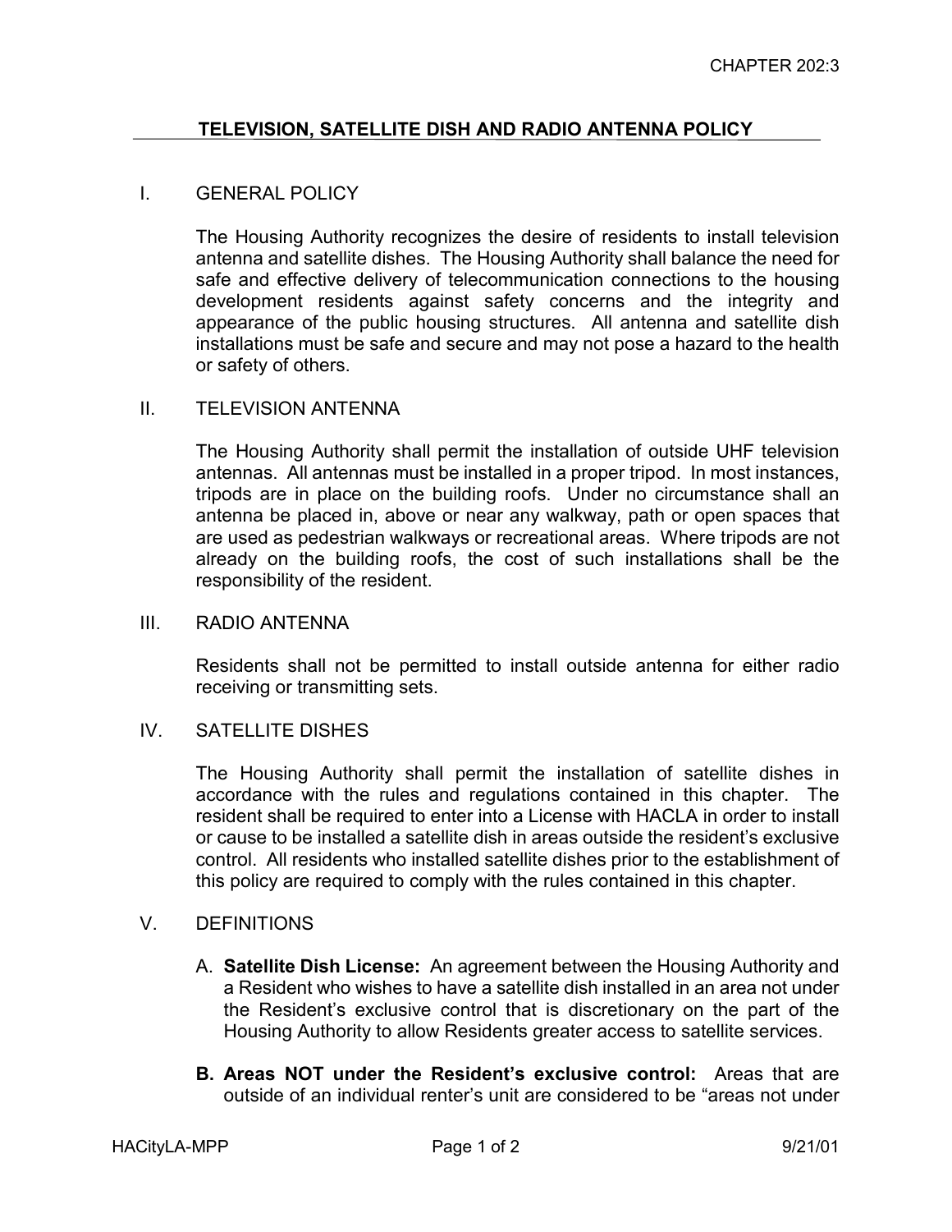# TELEVISION, SATELLITE DISH AND RADIO ANTENNA POLICY

## I. GENERAL POLICY

The Housing Authority recognizes the desire of residents to install television antenna and satellite dishes. The Housing Authority shall balance the need for safe and effective delivery of telecommunication connections to the housing development residents against safety concerns and the integrity and appearance of the public housing structures. All antenna and satellite dish installations must be safe and secure and may not pose a hazard to the health or safety of others.

## II. TELEVISION ANTENNA

The Housing Authority shall permit the installation of outside UHF television antennas. All antennas must be installed in a proper tripod. In most instances, tripods are in place on the building roofs. Under no circumstance shall an antenna be placed in, above or near any walkway, path or open spaces that are used as pedestrian walkways or recreational areas. Where tripods are not already on the building roofs, the cost of such installations shall be the responsibility of the resident.

## III. RADIO ANTENNA

Residents shall not be permitted to install outside antenna for either radio receiving or transmitting sets.

## IV. SATELLITE DISHES

The Housing Authority shall permit the installation of satellite dishes in accordance with the rules and regulations contained in this chapter. The resident shall be required to enter into a License with HACLA in order to install or cause to be installed a satellite dish in areas outside the resident's exclusive control. All residents who installed satellite dishes prior to the establishment of this policy are required to comply with the rules contained in this chapter.

## V. DEFINITIONS

A. **Satellite Dish License:** An agreement between the Housing Authority and a Resident who wishes to have a satellite dish installed in an area not under the Resident's exclusive control that is discretionary on the part of the Housing Authority to allow Residents greater access to satellite services.

**B. Areas NOT under the Resident's exclusive control:** Areas that are outside of an individual renter's unit are considered to be "areas not under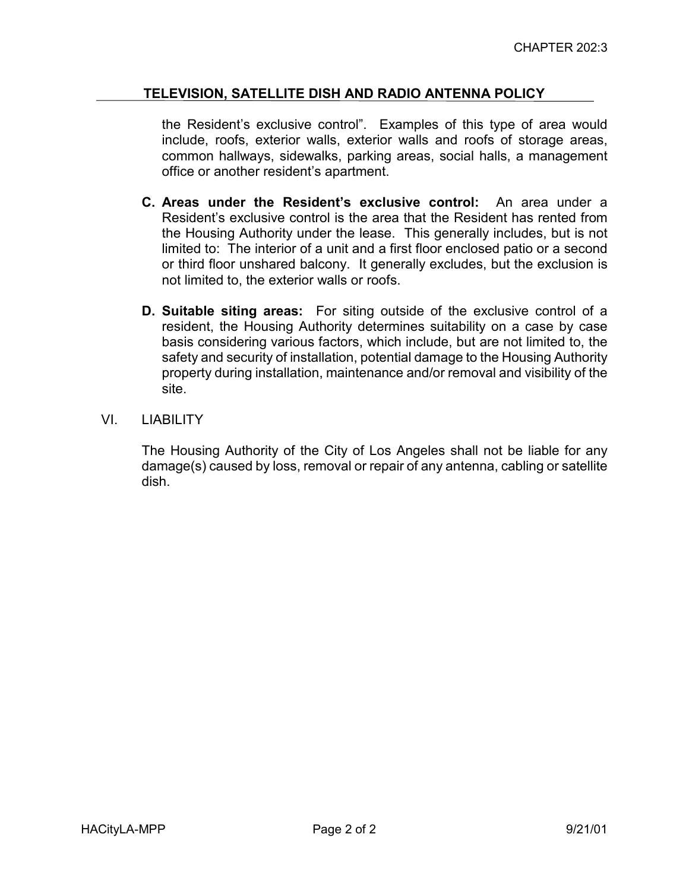the Resident's exclusive control". Examples of this type of area would include, roofs, exterior walls, exterior walls and roofs of storage areas, common hallways, sidewalks, parking areas, social halls, a management office or another resident's apartment.

**C. Areas under the Resident's exclusive control:** An area under a Resident's exclusive control is the area that the Resident has rented from the Housing Authority under the lease. This generally includes, but is not limited to: The interior of a unit and a first floor enclosed patio or a second or third floor unshared balcony. It generally excludes, but the exclusion is not limited to, the exterior walls or roofs.

**D. Suitable siting areas:** For siting outside of the exclusive control of a resident, the Housing Authority determines suitability on a case by case basis considering various factors, which include, but are not limited to, the safety and security of installation, potential damage to the Housing Authority property during installation, maintenance and/or removal and visibility of the site.

VI. LIABILITY

The Housing Authority of the City of Los Angeles shall not be liable for any damage(s) caused by loss, removal or repair of any antenna, cabling or satellite dish.